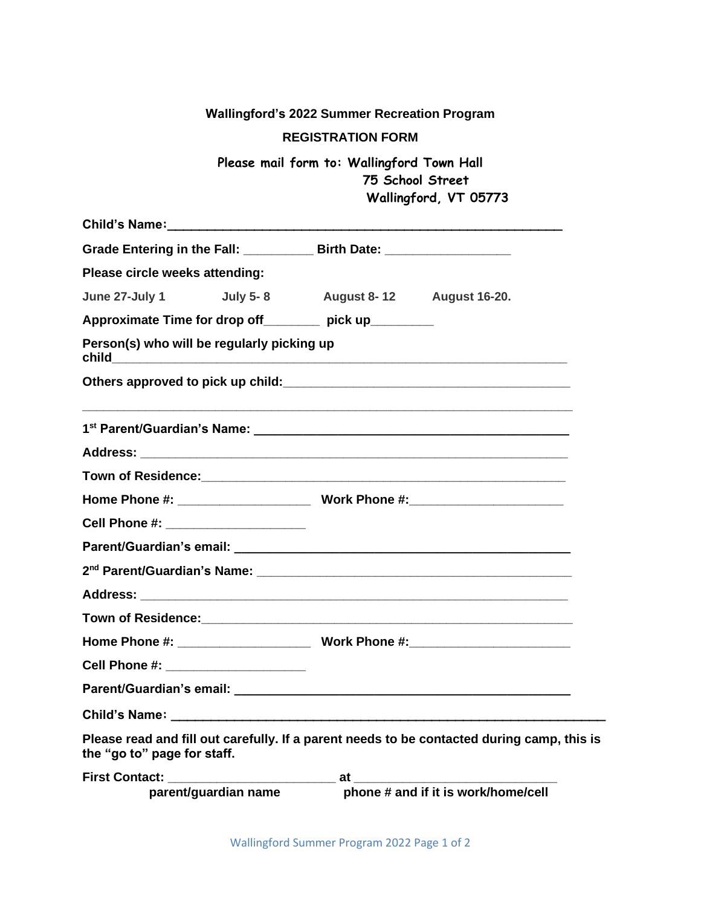**Wallingford's 2022 Summer Recreation Program**

**REGISTRATION FORM**

Please mail form to: Wallingford Town Hall
75 School Street
Wallingford, VT 05773

**Child's Name:**___________________________________________________

**Grade Entering in the Fall:** __________ **Birth Date:** _________________

**Please circle weeks attending:**

**June 27-July 1** **July 5- 8** **August 8- 12** **August 16-20.**

**Approximate Time for drop off**________ **pick up**_________

**Person(s) who will be regularly picking up child**_______________________________________________________________

**Others approved to pick up child:**________________________________________

_______________________________________________________________________

**1st Parent/Guardian's Name:** ____________________________________________

**Address:** ___________________________________________________________

**Town of Residence:**_____________________________________________________

**Home Phone #:** __________________ **Work Phone #:**______________________

**Cell Phone #:** ___________________

**Parent/Guardian's email:** _______________________________________________

**2nd Parent/Guardian's Name:** ____________________________________________

**Address:** ___________________________________________________________

**Town of Residence:**_____________________________________________________

**Home Phone #:** __________________ **Work Phone #:**______________________

**Cell Phone #:** ___________________

**Parent/Guardian's email:** _______________________________________________

**Child's Name:** ___________________________________________________________

**Please read and fill out carefully. If a parent needs to be contacted during camp, this is the "go to" page for staff.**

**First Contact:** _______________________ **at** ____________________________
**parent/guardian name** **phone # and if it is work/home/cell**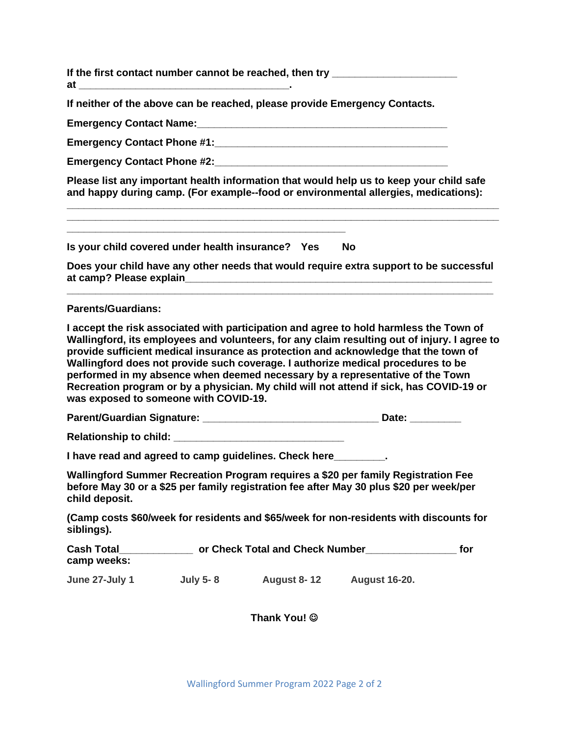**If the first contact number cannot be reached, then try _____________________ at ____________________________________.**

**If neither of the above can be reached, please provide Emergency Contacts.**

**Emergency Contact Name:____________________________________________**

**Emergency Contact Phone #1:_________________________________________**

**Emergency Contact Phone #2:_________________________________________**

**Please list any important health information that would help us to keep your child safe and happy during camp. (For example--food or environmental allergies, medications):**

___________________________________________________________________________
___________________________________________________________________________
_________________________________________________

**Is your child covered under health insurance? Yes No**

**Does your child have any other needs that would require extra support to be successful at camp? Please explain_____________________________________________________**
___________________________________________________________________________

**Parents/Guardians:**

**I accept the risk associated with participation and agree to hold harmless the Town of Wallingford, its employees and volunteers, for any claim resulting out of injury. I agree to provide sufficient medical insurance as protection and acknowledge that the town of Wallingford does not provide such coverage. I authorize medical procedures to be performed in my absence when deemed necessary by a representative of the Town Recreation program or by a physician. My child will not attend if sick, has COVID-19 or was exposed to someone with COVID-19.**

**Parent/Guardian Signature: ______________________________ Date: _________**

**Relationship to child: _____________________________**

**I have read and agreed to camp guidelines. Check here_________.**

**Wallingford Summer Recreation Program requires a $20 per family Registration Fee before May 30 or a $25 per family registration fee after May 30 plus $20 per week/per child deposit.**

**(Camp costs $60/week for residents and $65/week for non-residents with discounts for siblings).**

**Cash Total____________ or Check Total and Check Number_______________ for camp weeks:**

**June 27-July 1 July 5- 8 August 8- 12 August 16-20.**

**Thank You! ☺**